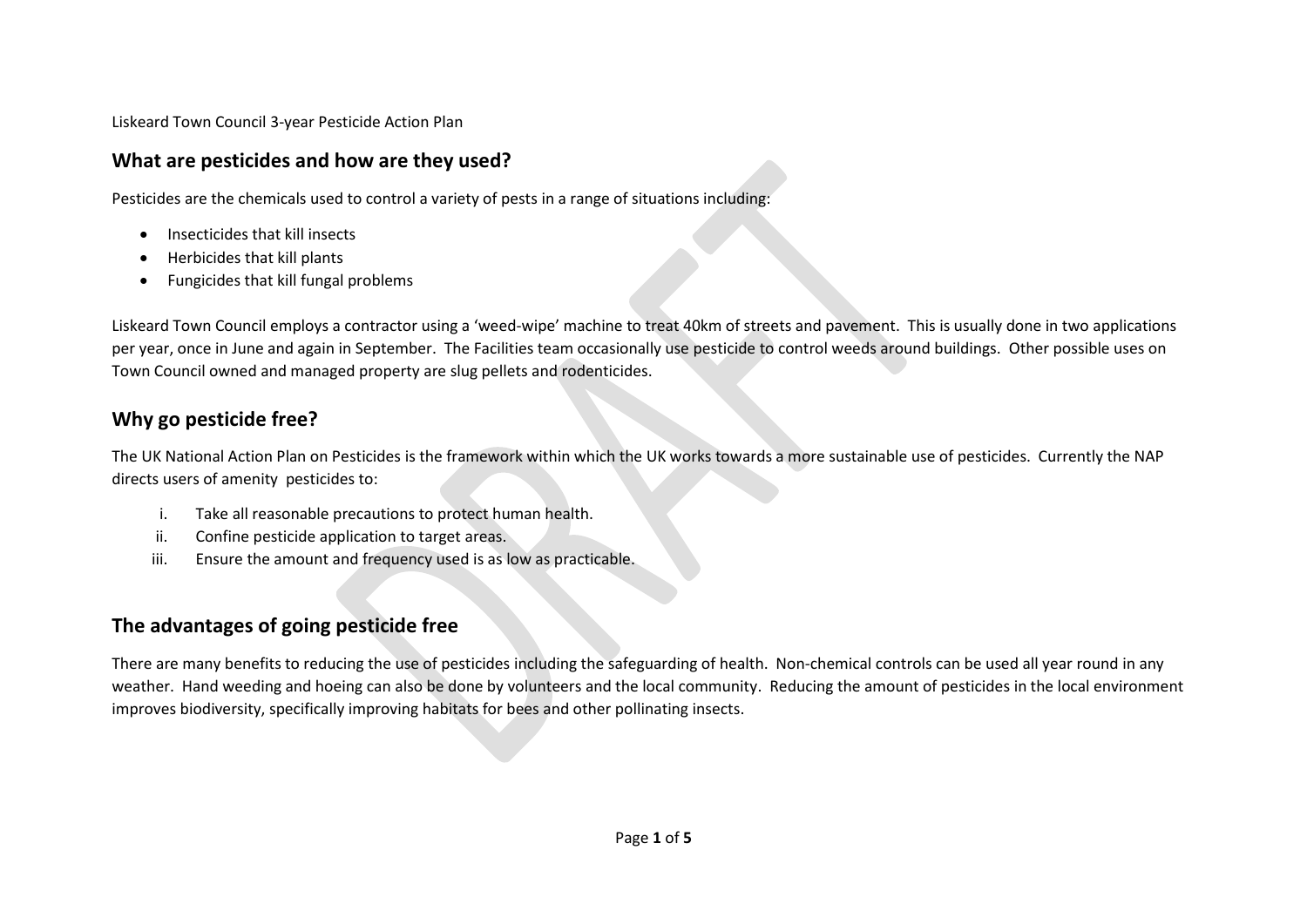Liskeard Town Council 3-year Pesticide Action Plan

## What are pesticides and how are they used?

Pesticides are the chemicals used to control a variety of pests in a range of situations including:

- Insecticides that kill insects
- Herbicides that kill plants
- Fungicides that kill fungal problems

Liskeard Town Council employs a contractor using a 'weed-wipe' machine to treat 40km of streets and pavement. This is usually done in two applications per year, once in June and again in September. The Facilities team occasionally use pesticide to control weeds around buildings. Other possible uses on Town Council owned and managed property are slug pellets and rodenticides.

## Why go pesticide free?

The UK National Action Plan on Pesticides is the framework within which the UK works towards a more sustainable use of pesticides. Currently the NAP directs users of amenity pesticides to:

i. Take all reasonable precautions to protect human health.
ii. Confine pesticide application to target areas.
iii. Ensure the amount and frequency used is as low as practicable.

## The advantages of going pesticide free

There are many benefits to reducing the use of pesticides including the safeguarding of health. Non-chemical controls can be used all year round in any weather. Hand weeding and hoeing can also be done by volunteers and the local community. Reducing the amount of pesticides in the local environment improves biodiversity, specifically improving habitats for bees and other pollinating insects.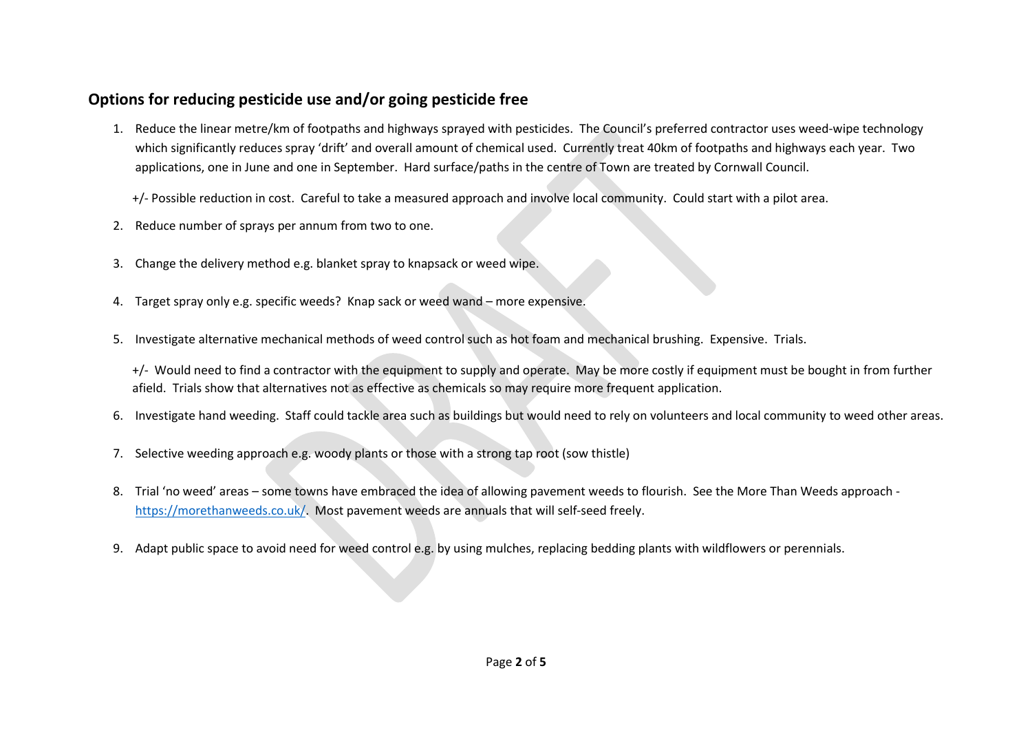## Options for reducing pesticide use and/or going pesticide free

1. Reduce the linear metre/km of footpaths and highways sprayed with pesticides. The Council's preferred contractor uses weed-wipe technology which significantly reduces spray 'drift' and overall amount of chemical used. Currently treat 40km of footpaths and highways each year. Two applications, one in June and one in September. Hard surface/paths in the centre of Town are treated by Cornwall Council.

   +/- Possible reduction in cost. Careful to take a measured approach and involve local community. Could start with a pilot area.

2. Reduce number of sprays per annum from two to one.

3. Change the delivery method e.g. blanket spray to knapsack or weed wipe.

4. Target spray only e.g. specific weeds? Knap sack or weed wand – more expensive.

5. Investigate alternative mechanical methods of weed control such as hot foam and mechanical brushing. Expensive. Trials.

   +/- Would need to find a contractor with the equipment to supply and operate. May be more costly if equipment must be bought in from further afield. Trials show that alternatives not as effective as chemicals so may require more frequent application.

6. Investigate hand weeding. Staff could tackle area such as buildings but would need to rely on volunteers and local community to weed other areas.

7. Selective weeding approach e.g. woody plants or those with a strong tap root (sow thistle)

8. Trial 'no weed' areas – some towns have embraced the idea of allowing pavement weeds to flourish. See the More Than Weeds approach - [https://morethanweeds.co.uk/](https://morethanweeds.co.uk/). Most pavement weeds are annuals that will self-seed freely.

9. Adapt public space to avoid need for weed control e.g. by using mulches, replacing bedding plants with wildflowers or perennials.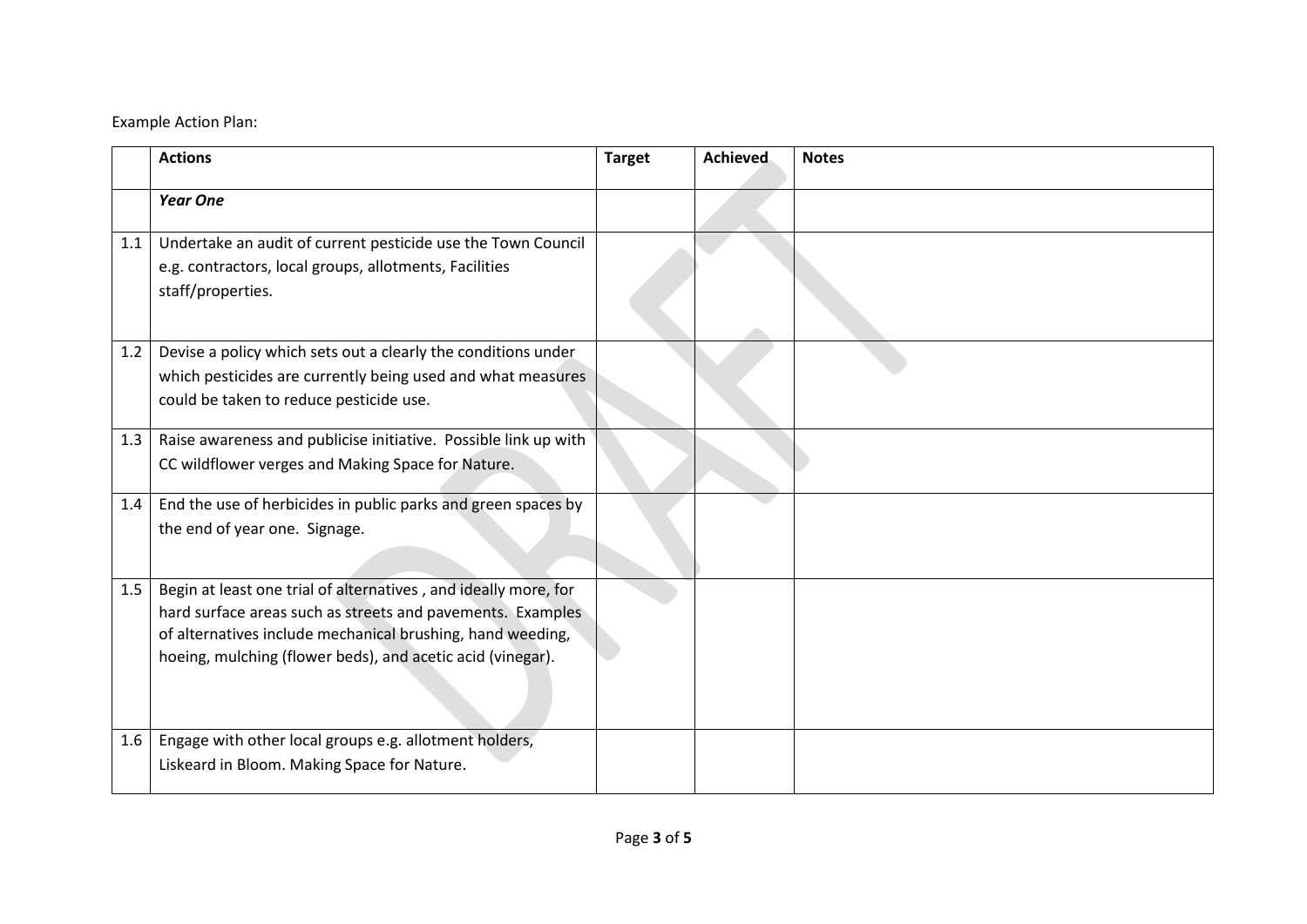Example Action Plan:

| | **Actions** | **Target** | **Achieved** | **Notes** |
|---|---|---|---|---|
| | ***Year One*** | | | |
| 1.1 | Undertake an audit of current pesticide use the Town Council e.g. contractors, local groups, allotments, Facilities staff/properties. | | | |
| 1.2 | Devise a policy which sets out a clearly the conditions under which pesticides are currently being used and what measures could be taken to reduce pesticide use. | | | |
| 1.3 | Raise awareness and publicise initiative. Possible link up with CC wildflower verges and Making Space for Nature. | | | |
| 1.4 | End the use of herbicides in public parks and green spaces by the end of year one. Signage. | | | |
| 1.5 | Begin at least one trial of alternatives , and ideally more, for hard surface areas such as streets and pavements. Examples of alternatives include mechanical brushing, hand weeding, hoeing, mulching (flower beds), and acetic acid (vinegar). | | | |
| 1.6 | Engage with other local groups e.g. allotment holders, Liskeard in Bloom. Making Space for Nature. | | | |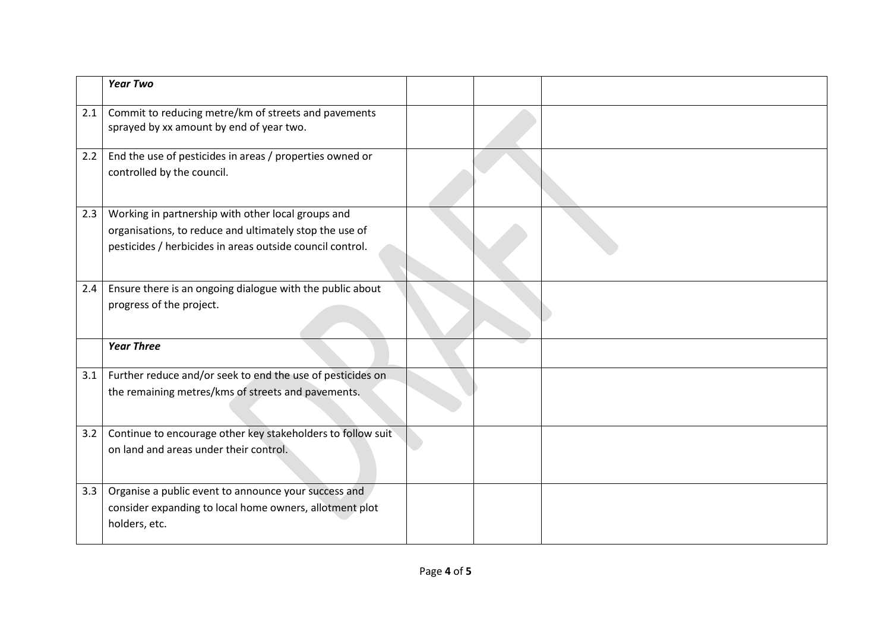| | | | | |
|---|---|---|---|---|
| | ***Year Two*** | | | |
| 2.1 | Commit to reducing metre/km of streets and pavements sprayed by xx amount by end of year two. | | | |
| 2.2 | End the use of pesticides in areas / properties owned or controlled by the council. | | | |
| 2.3 | Working in partnership with other local groups and organisations, to reduce and ultimately stop the use of pesticides / herbicides in areas outside council control. | | | |
| 2.4 | Ensure there is an ongoing dialogue with the public about progress of the project. | | | |
| | ***Year Three*** | | | |
| 3.1 | Further reduce and/or seek to end the use of pesticides on the remaining metres/kms of streets and pavements. | | | |
| 3.2 | Continue to encourage other key stakeholders to follow suit on land and areas under their control. | | | |
| 3.3 | Organise a public event to announce your success and consider expanding to local home owners, allotment plot holders, etc. | | | |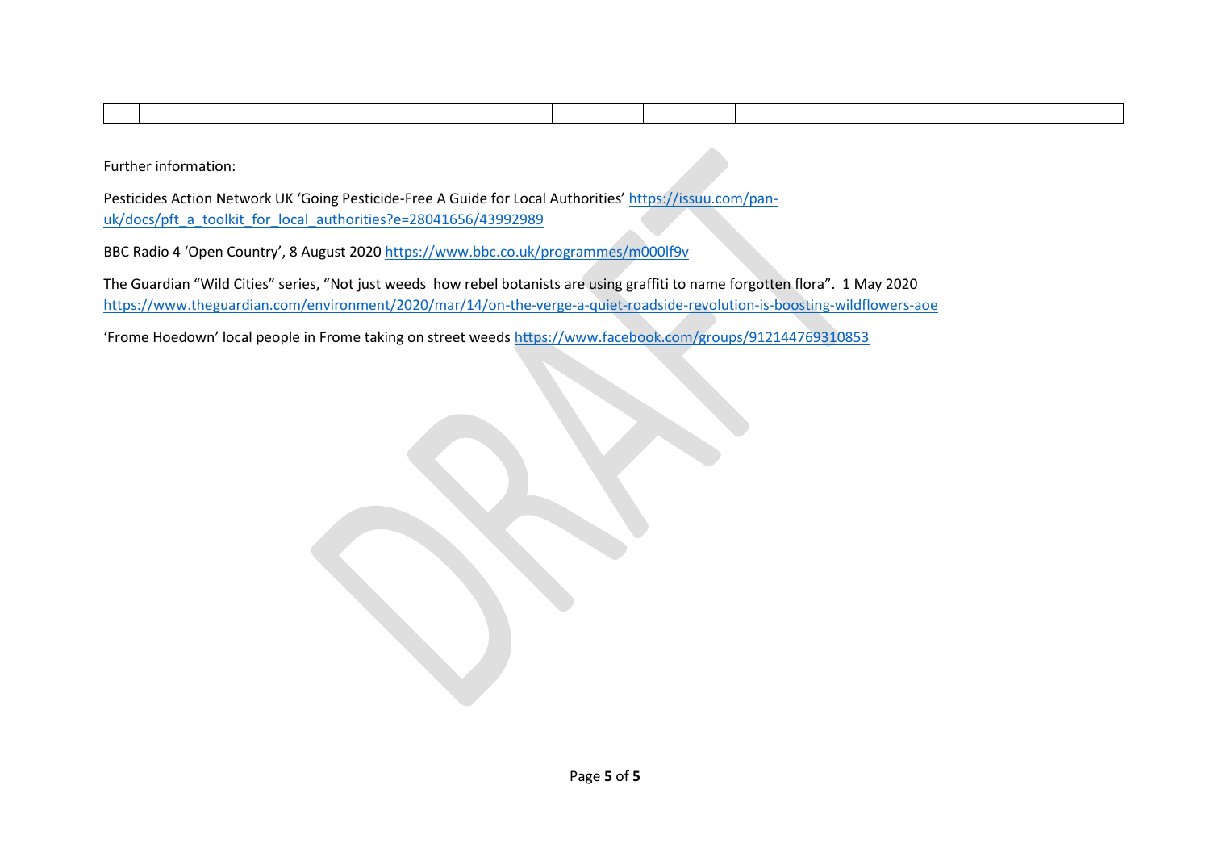| | | | | |
|---|---|---|---|---|

Further information:

Pesticides Action Network UK 'Going Pesticide-Free A Guide for Local Authorities' https://issuu.com/pan-uk/docs/pft_a_toolkit_for_local_authorities?e=28041656/43992989

BBC Radio 4 'Open Country', 8 August 2020 https://www.bbc.co.uk/programmes/m000lf9v

The Guardian "Wild Cities" series, "Not just weeds  how rebel botanists are using graffiti to name forgotten flora".  1 May 2020 https://www.theguardian.com/environment/2020/mar/14/on-the-verge-a-quiet-roadside-revolution-is-boosting-wildflowers-aoe

'Frome Hoedown' local people in Frome taking on street weeds https://www.facebook.com/groups/912144769310853